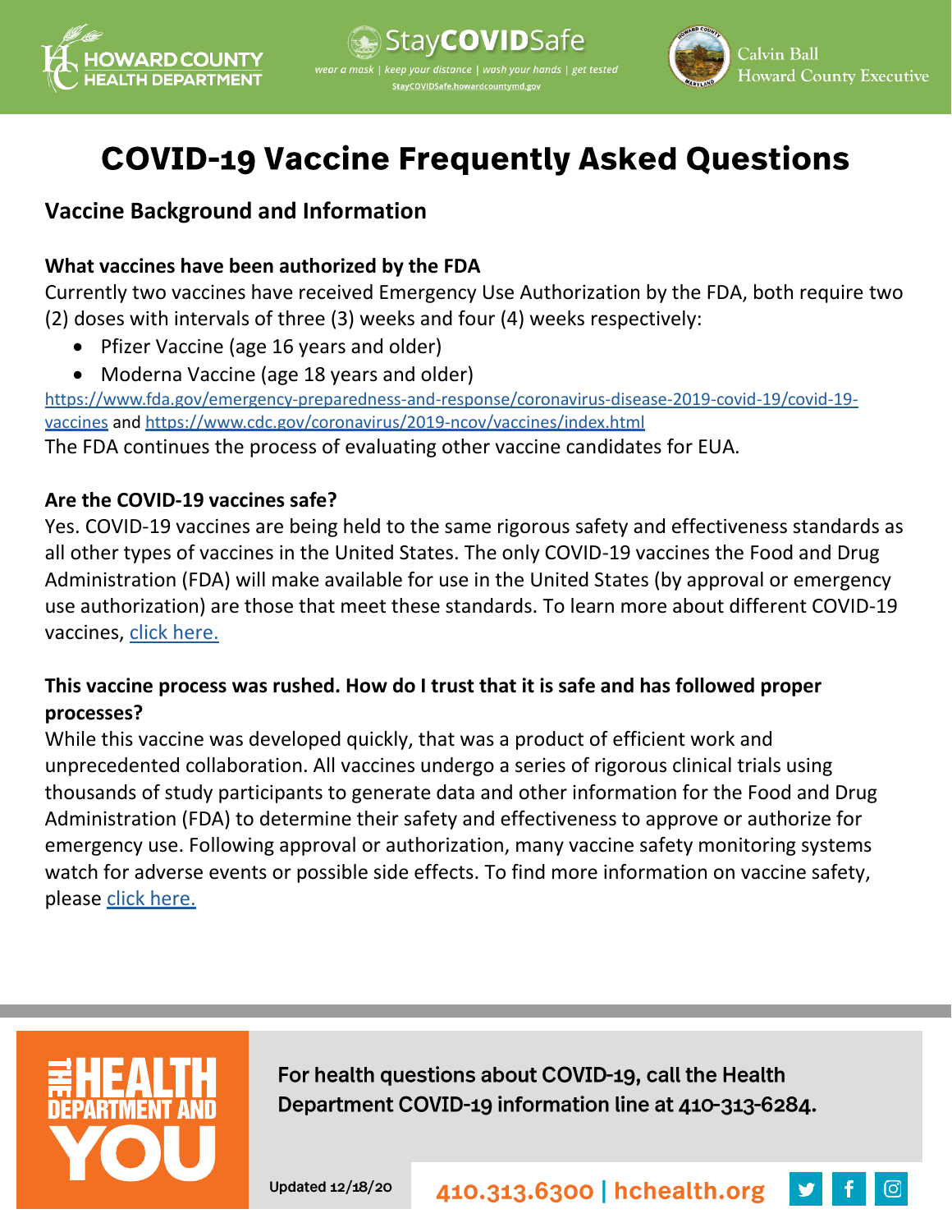# COVID-19 Vaccine Frequently Asked Questions

## Vaccine Background and Information

### What vaccines have been authorized by the FDA

Currently two vaccines have received Emergency Use Authorization by the FDA, both require two (2) doses with intervals of three (3) weeks and four (4) weeks respectively:

- Pfizer Vaccine (age 16 years and older)
- Moderna Vaccine (age 18 years and older)

https://www.fda.gov/emergency-preparedness-and-response/coronavirus-disease-2019-covid-19/covid-19-vaccines and https://www.cdc.gov/coronavirus/2019-ncov/vaccines/index.html

The FDA continues the process of evaluating other vaccine candidates for EUA.

### Are the COVID-19 vaccines safe?

Yes. COVID-19 vaccines are being held to the same rigorous safety and effectiveness standards as all other types of vaccines in the United States. The only COVID-19 vaccines the Food and Drug Administration (FDA) will make available for use in the United States (by approval or emergency use authorization) are those that meet these standards. To learn more about different COVID-19 vaccines, click here.

### This vaccine process was rushed. How do I trust that it is safe and has followed proper processes?

While this vaccine was developed quickly, that was a product of efficient work and unprecedented collaboration. All vaccines undergo a series of rigorous clinical trials using thousands of study participants to generate data and other information for the Food and Drug Administration (FDA) to determine their safety and effectiveness to approve or authorize for emergency use. Following approval or authorization, many vaccine safety monitoring systems watch for adverse events or possible side effects. To find more information on vaccine safety, please click here.

**For health questions about COVID-19, call the Health Department COVID-19 information line at 410-313-6284.**

Updated 12/18/20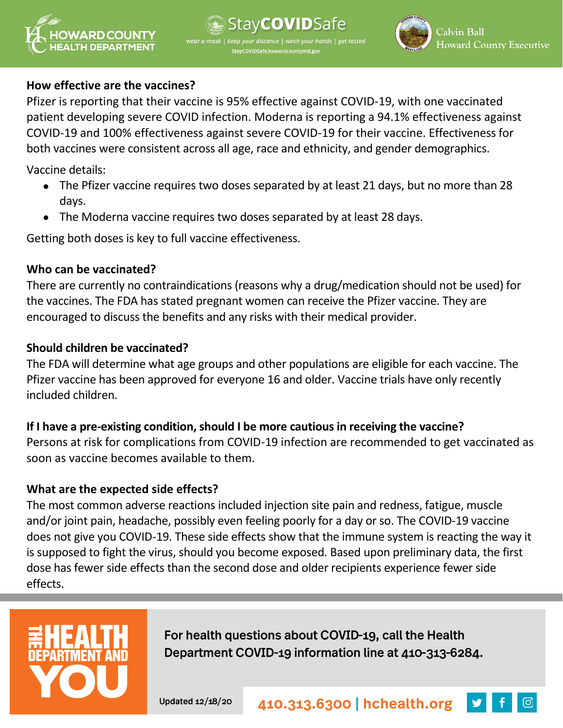### How effective are the vaccines?

Pfizer is reporting that their vaccine is 95% effective against COVID-19, with one vaccinated patient developing severe COVID infection. Moderna is reporting a 94.1% effectiveness against COVID-19 and 100% effectiveness against severe COVID-19 for their vaccine. Effectiveness for both vaccines were consistent across all age, race and ethnicity, and gender demographics.

Vaccine details:

- The Pfizer vaccine requires two doses separated by at least 21 days, but no more than 28 days.
- The Moderna vaccine requires two doses separated by at least 28 days.

Getting both doses is key to full vaccine effectiveness.

### Who can be vaccinated?

There are currently no contraindications (reasons why a drug/medication should not be used) for the vaccines. The FDA has stated pregnant women can receive the Pfizer vaccine. They are encouraged to discuss the benefits and any risks with their medical provider.

### Should children be vaccinated?

The FDA will determine what age groups and other populations are eligible for each vaccine. The Pfizer vaccine has been approved for everyone 16 and older. Vaccine trials have only recently included children.

### If I have a pre-existing condition, should I be more cautious in receiving the vaccine?

Persons at risk for complications from COVID-19 infection are recommended to get vaccinated as soon as vaccine becomes available to them.

### What are the expected side effects?

The most common adverse reactions included injection site pain and redness, fatigue, muscle and/or joint pain, headache, possibly even feeling poorly for a day or so. The COVID-19 vaccine does not give you COVID-19. These side effects show that the immune system is reacting the way it is supposed to fight the virus, should you become exposed. Based upon preliminary data, the first dose has fewer side effects than the second dose and older recipients experience fewer side effects.

**For health questions about COVID-19, call the Health Department COVID-19 information line at 410-313-6284.**

Updated 12/18/20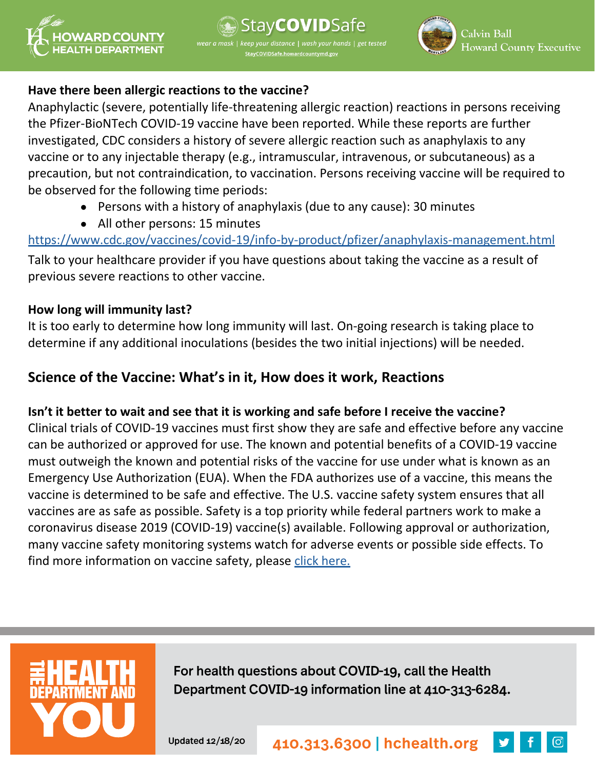**Have there been allergic reactions to the vaccine?**

Anaphylactic (severe, potentially life-threatening allergic reaction) reactions in persons receiving the Pfizer-BioNTech COVID-19 vaccine have been reported. While these reports are further investigated, CDC considers a history of severe allergic reaction such as anaphylaxis to any vaccine or to any injectable therapy (e.g., intramuscular, intravenous, or subcutaneous) as a precaution, but not contraindication, to vaccination. Persons receiving vaccine will be required to be observed for the following time periods:

- Persons with a history of anaphylaxis (due to any cause): 30 minutes
- All other persons: 15 minutes

https://www.cdc.gov/vaccines/covid-19/info-by-product/pfizer/anaphylaxis-management.html

Talk to your healthcare provider if you have questions about taking the vaccine as a result of previous severe reactions to other vaccine.

**How long will immunity last?**

It is too early to determine how long immunity will last. On-going research is taking place to determine if any additional inoculations (besides the two initial injections) will be needed.

## Science of the Vaccine: What's in it, How does it work, Reactions

**Isn't it better to wait and see that it is working and safe before I receive the vaccine?**

Clinical trials of COVID-19 vaccines must first show they are safe and effective before any vaccine can be authorized or approved for use. The known and potential benefits of a COVID-19 vaccine must outweigh the known and potential risks of the vaccine for use under what is known as an Emergency Use Authorization (EUA). When the FDA authorizes use of a vaccine, this means the vaccine is determined to be safe and effective. The U.S. vaccine safety system ensures that all vaccines are as safe as possible. Safety is a top priority while federal partners work to make a coronavirus disease 2019 (COVID-19) vaccine(s) available. Following approval or authorization, many vaccine safety monitoring systems watch for adverse events or possible side effects. To find more information on vaccine safety, please click here.

For health questions about COVID-19, call the Health Department COVID-19 information line at 410-313-6284.

Updated 12/18/20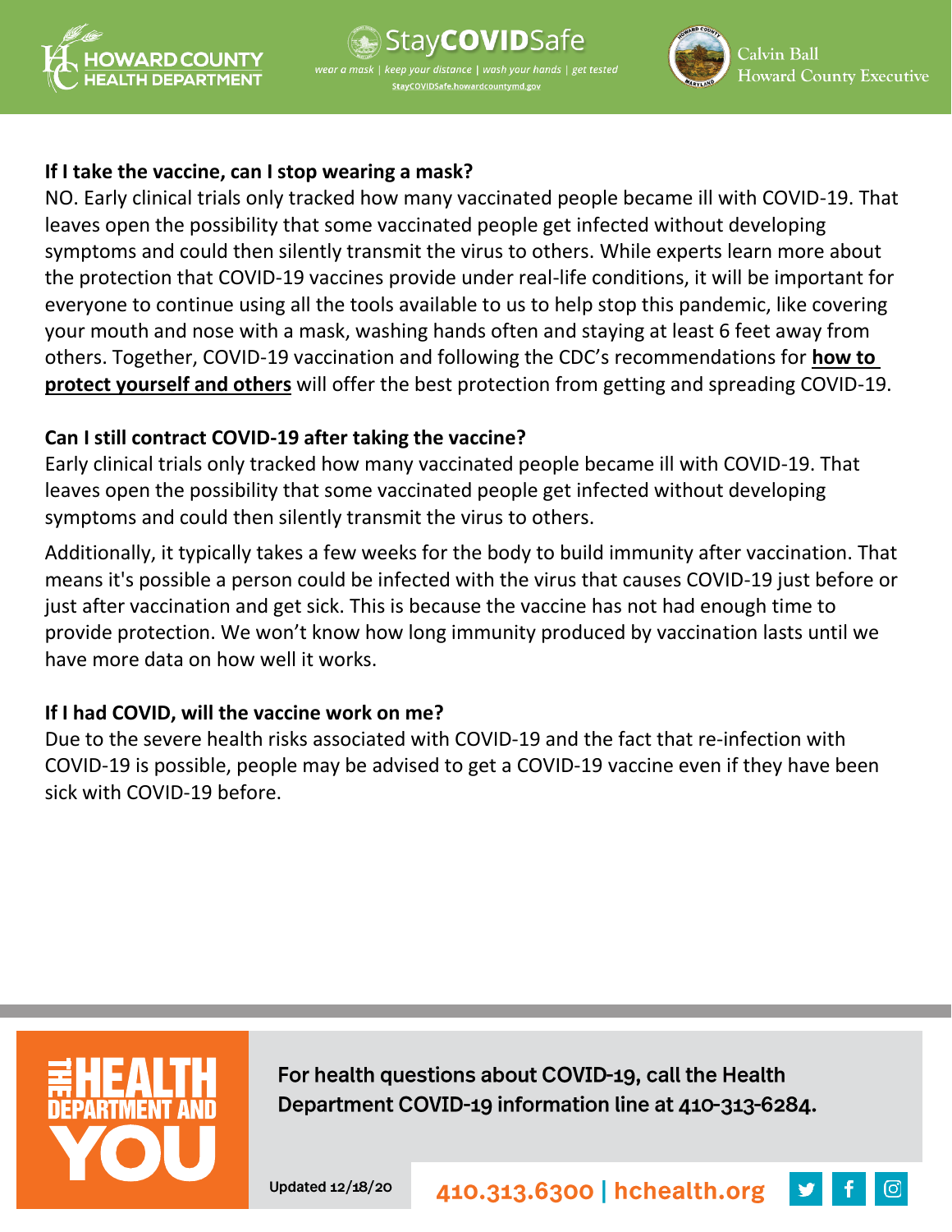**If I take the vaccine, can I stop wearing a mask?**

NO. Early clinical trials only tracked how many vaccinated people became ill with COVID-19. That leaves open the possibility that some vaccinated people get infected without developing symptoms and could then silently transmit the virus to others. While experts learn more about the protection that COVID-19 vaccines provide under real-life conditions, it will be important for everyone to continue using all the tools available to us to help stop this pandemic, like covering your mouth and nose with a mask, washing hands often and staying at least 6 feet away from others. Together, COVID-19 vaccination and following the CDC's recommendations for **how to protect yourself and others** will offer the best protection from getting and spreading COVID-19.

**Can I still contract COVID-19 after taking the vaccine?**

Early clinical trials only tracked how many vaccinated people became ill with COVID-19. That leaves open the possibility that some vaccinated people get infected without developing symptoms and could then silently transmit the virus to others.

Additionally, it typically takes a few weeks for the body to build immunity after vaccination. That means it's possible a person could be infected with the virus that causes COVID-19 just before or just after vaccination and get sick. This is because the vaccine has not had enough time to provide protection. We won't know how long immunity produced by vaccination lasts until we have more data on how well it works.

**If I had COVID, will the vaccine work on me?**

Due to the severe health risks associated with COVID-19 and the fact that re-infection with COVID-19 is possible, people may be advised to get a COVID-19 vaccine even if they have been sick with COVID-19 before.

For health questions about COVID-19, call the Health Department COVID-19 information line at 410-313-6284.

Updated 12/18/20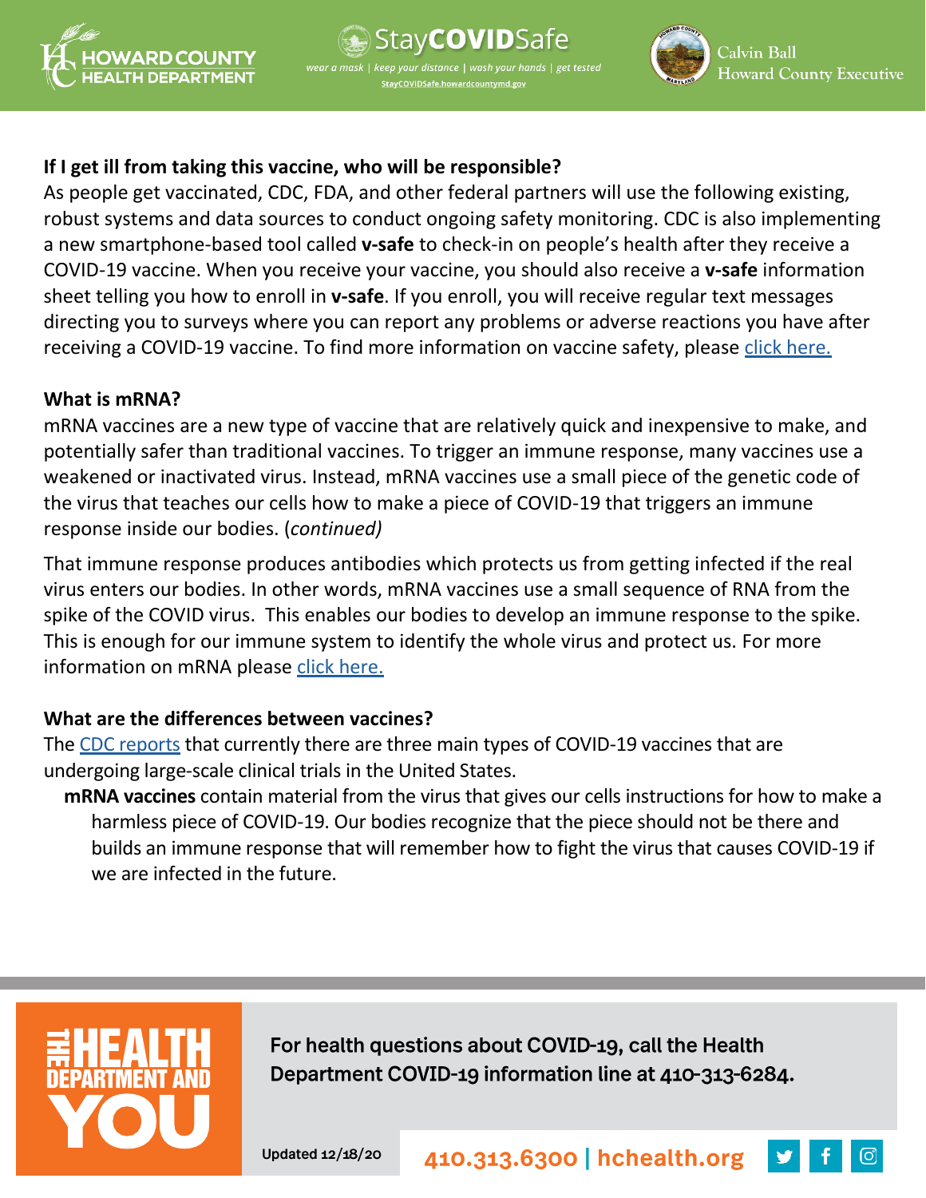### If I get ill from taking this vaccine, who will be responsible?

As people get vaccinated, CDC, FDA, and other federal partners will use the following existing, robust systems and data sources to conduct ongoing safety monitoring. CDC is also implementing a new smartphone-based tool called **v-safe** to check-in on people's health after they receive a COVID-19 vaccine. When you receive your vaccine, you should also receive a **v-safe** information sheet telling you how to enroll in **v-safe**. If you enroll, you will receive regular text messages directing you to surveys where you can report any problems or adverse reactions you have after receiving a COVID-19 vaccine. To find more information on vaccine safety, please click here.

### What is mRNA?

mRNA vaccines are a new type of vaccine that are relatively quick and inexpensive to make, and potentially safer than traditional vaccines. To trigger an immune response, many vaccines use a weakened or inactivated virus. Instead, mRNA vaccines use a small piece of the genetic code of the virus that teaches our cells how to make a piece of COVID-19 that triggers an immune response inside our bodies. (*continued)*

That immune response produces antibodies which protects us from getting infected if the real virus enters our bodies. In other words, mRNA vaccines use a small sequence of RNA from the spike of the COVID virus. This enables our bodies to develop an immune response to the spike. This is enough for our immune system to identify the whole virus and protect us. For more information on mRNA please click here.

### What are the differences between vaccines?

The CDC reports that currently there are three main types of COVID-19 vaccines that are undergoing large-scale clinical trials in the United States.

- **mRNA vaccines** contain material from the virus that gives our cells instructions for how to make a harmless piece of COVID-19. Our bodies recognize that the piece should not be there and builds an immune response that will remember how to fight the virus that causes COVID-19 if we are infected in the future.

For health questions about COVID-19, call the Health Department COVID-19 information line at 410-313-6284.

Updated 12/18/20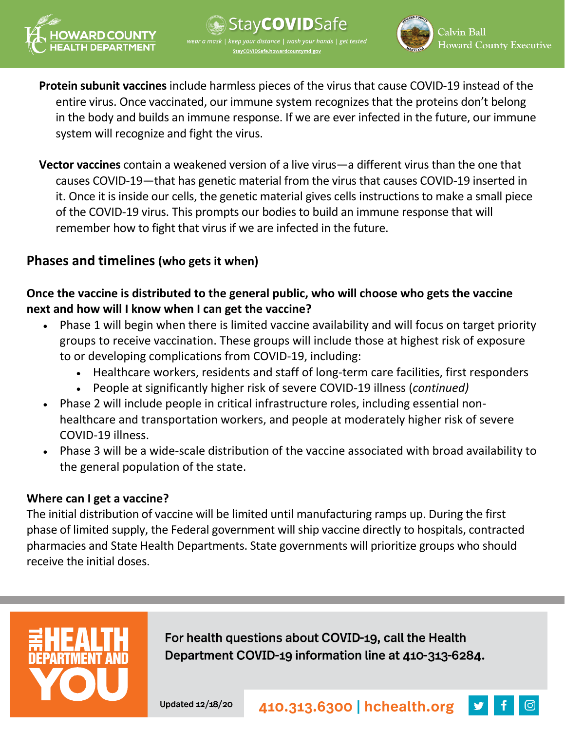**Protein subunit vaccines** include harmless pieces of the virus that cause COVID-19 instead of the entire virus. Once vaccinated, our immune system recognizes that the proteins don't belong in the body and builds an immune response. If we are ever infected in the future, our immune system will recognize and fight the virus.

**Vector vaccines** contain a weakened version of a live virus—a different virus than the one that causes COVID-19—that has genetic material from the virus that causes COVID-19 inserted in it. Once it is inside our cells, the genetic material gives cells instructions to make a small piece of the COVID-19 virus. This prompts our bodies to build an immune response that will remember how to fight that virus if we are infected in the future.

## Phases and timelines (who gets it when)

**Once the vaccine is distributed to the general public, who will choose who gets the vaccine next and how will I know when I can get the vaccine?**

- Phase 1 will begin when there is limited vaccine availability and will focus on target priority groups to receive vaccination. These groups will include those at highest risk of exposure to or developing complications from COVID-19, including:
  - Healthcare workers, residents and staff of long-term care facilities, first responders
  - People at significantly higher risk of severe COVID-19 illness (*continued)*
- Phase 2 will include people in critical infrastructure roles, including essential non-healthcare and transportation workers, and people at moderately higher risk of severe COVID-19 illness.
- Phase 3 will be a wide-scale distribution of the vaccine associated with broad availability to the general population of the state.

**Where can I get a vaccine?**

The initial distribution of vaccine will be limited until manufacturing ramps up. During the first phase of limited supply, the Federal government will ship vaccine directly to hospitals, contracted pharmacies and State Health Departments. State governments will prioritize groups who should receive the initial doses.

For health questions about COVID-19, call the Health Department COVID-19 information line at 410-313-6284.

Updated 12/18/20

410.313.6300 | hchealth.org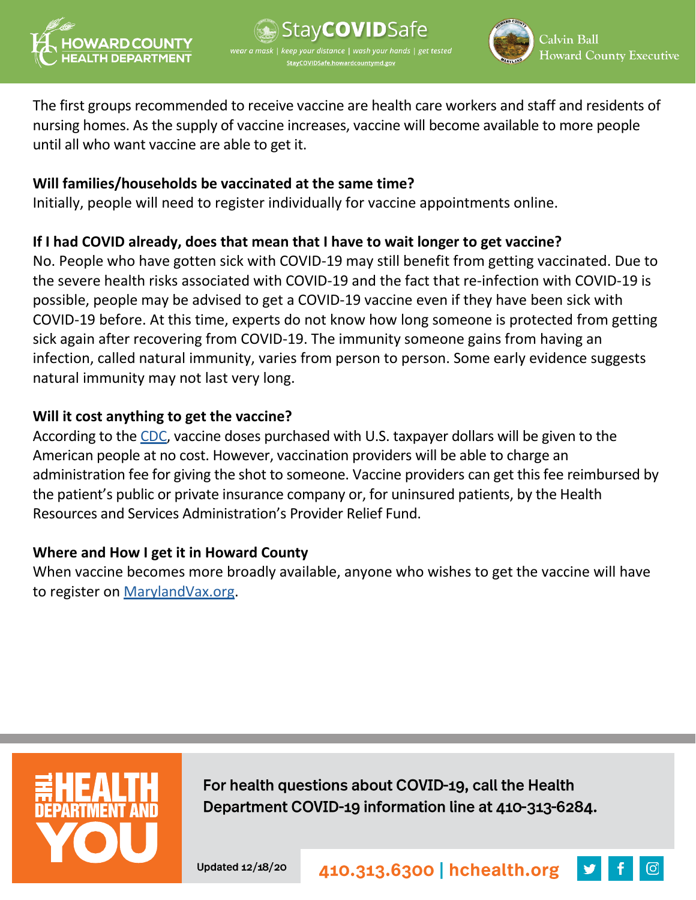The first groups recommended to receive vaccine are health care workers and staff and residents of nursing homes. As the supply of vaccine increases, vaccine will become available to more people until all who want vaccine are able to get it.

**Will families/households be vaccinated at the same time?**
Initially, people will need to register individually for vaccine appointments online.

**If I had COVID already, does that mean that I have to wait longer to get vaccine?**
No. People who have gotten sick with COVID-19 may still benefit from getting vaccinated. Due to the severe health risks associated with COVID-19 and the fact that re-infection with COVID-19 is possible, people may be advised to get a COVID-19 vaccine even if they have been sick with COVID-19 before. At this time, experts do not know how long someone is protected from getting sick again after recovering from COVID-19. The immunity someone gains from having an infection, called natural immunity, varies from person to person. Some early evidence suggests natural immunity may not last very long.

**Will it cost anything to get the vaccine?**
According to the CDC, vaccine doses purchased with U.S. taxpayer dollars will be given to the American people at no cost. However, vaccination providers will be able to charge an administration fee for giving the shot to someone. Vaccine providers can get this fee reimbursed by the patient's public or private insurance company or, for uninsured patients, by the Health Resources and Services Administration's Provider Relief Fund.

**Where and How I get it in Howard County**
When vaccine becomes more broadly available, anyone who wishes to get the vaccine will have to register on MarylandVax.org.

**For health questions about COVID-19, call the Health Department COVID-19 information line at 410-313-6284.**

Updated 12/18/20